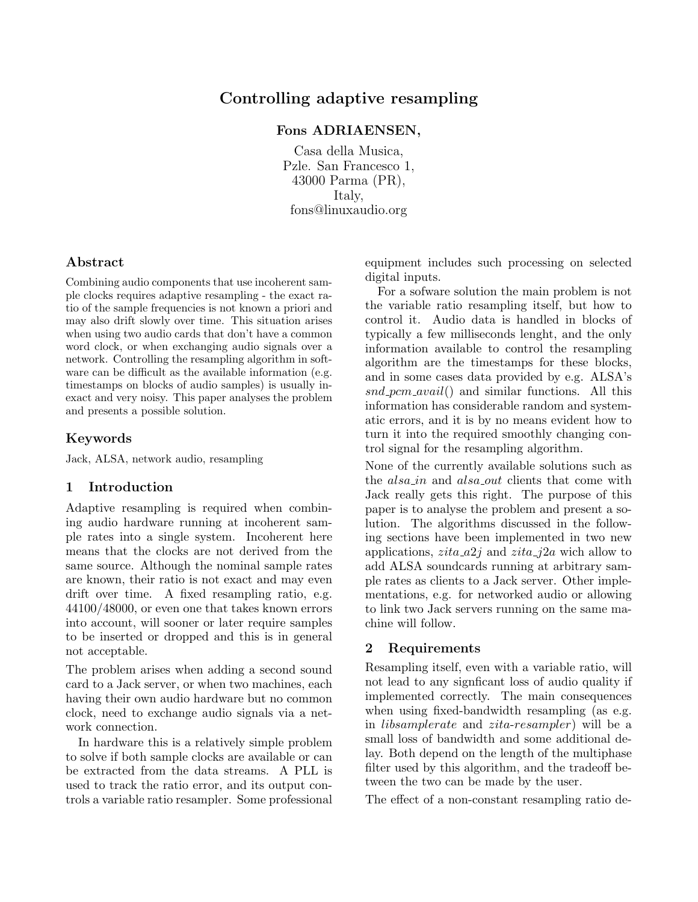# Controlling adaptive resampling

**Fons ADRIAENSEN,**

Casa della Musica,
Pzle. San Francesco 1,
43000 Parma (PR),
Italy,
fons@linuxaudio.org

## Abstract

Combining audio components that use incoherent sample clocks requires adaptive resampling - the exact ratio of the sample frequencies is not known a priori and may also drift slowly over time. This situation arises when using two audio cards that don't have a common word clock, or when exchanging audio signals over a network. Controlling the resampling algorithm in software can be difficult as the available information (e.g. timestamps on blocks of audio samples) is usually inexact and very noisy. This paper analyses the problem and presents a possible solution.

## Keywords

Jack, ALSA, network audio, resampling

## 1 Introduction

Adaptive resampling is required when combining audio hardware running at incoherent sample rates into a single system. Incoherent here means that the clocks are not derived from the same source. Although the nominal sample rates are known, their ratio is not exact and may even drift over time. A fixed resampling ratio, e.g. 44100/48000, or even one that takes known errors into account, will sooner or later require samples to be inserted or dropped and this is in general not acceptable.

The problem arises when adding a second sound card to a Jack server, or when two machines, each having their own audio hardware but no common clock, need to exchange audio signals via a network connection.

In hardware this is a relatively simple problem to solve if both sample clocks are available or can be extracted from the data streams. A PLL is used to track the ratio error, and its output controls a variable ratio resampler. Some professional equipment includes such processing on selected digital inputs.

For a sofware solution the main problem is not the variable ratio resampling itself, but how to control it. Audio data is handled in blocks of typically a few milliseconds lenght, and the only information available to control the resampling algorithm are the timestamps for these blocks, and in some cases data provided by e.g. ALSA's *snd_pcm_avail*() and similar functions. All this information has considerable random and systematic errors, and it is by no means evident how to turn it into the required smoothly changing control signal for the resampling algorithm.

None of the currently available solutions such as the *alsa_in* and *alsa_out* clients that come with Jack really gets this right. The purpose of this paper is to analyse the problem and present a solution. The algorithms discussed in the following sections have been implemented in two new applications, *zita_a2j* and *zita_j2a* wich allow to add ALSA soundcards running at arbitrary sample rates as clients to a Jack server. Other implementations, e.g. for networked audio or allowing to link two Jack servers running on the same machine will follow.

## 2 Requirements

Resampling itself, even with a variable ratio, will not lead to any signficant loss of audio quality if implemented correctly. The main consequences when using fixed-bandwidth resampling (as e.g. in *libsamplerate* and *zita-resampler*) will be a small loss of bandwidth and some additional delay. Both depend on the length of the multiphase filter used by this algorithm, and the tradeoff between the two can be made by the user.

The effect of a non-constant resampling ratio de-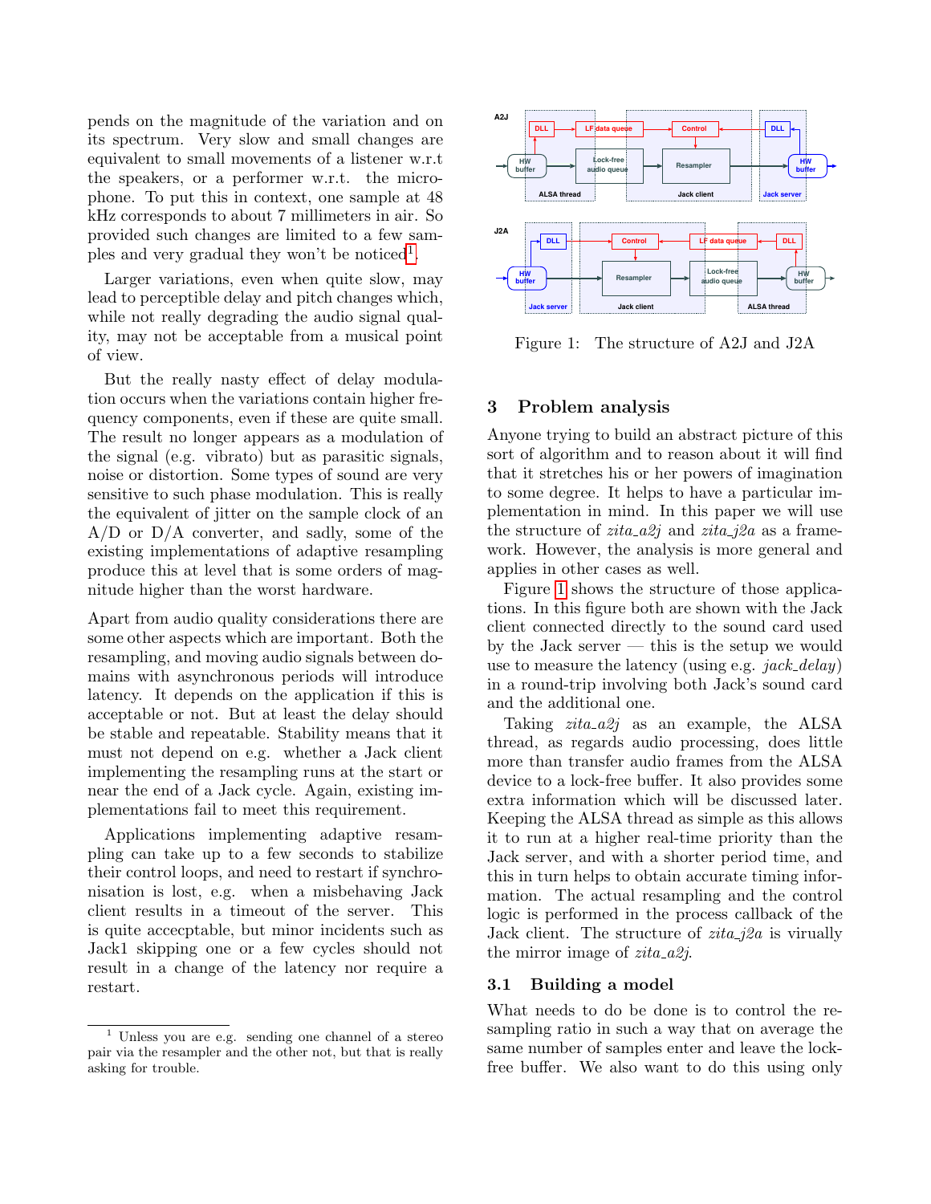pends on the magnitude of the variation and on its spectrum. Very slow and small changes are equivalent to small movements of a listener w.r.t the speakers, or a performer w.r.t. the microphone. To put this in context, one sample at 48 kHz corresponds to about 7 millimeters in air. So provided such changes are limited to a few samples and very gradual they won't be noticed[1].

Larger variations, even when quite slow, may lead to perceptible delay and pitch changes which, while not really degrading the audio signal quality, may not be acceptable from a musical point of view.

But the really nasty effect of delay modulation occurs when the variations contain higher frequency components, even if these are quite small. The result no longer appears as a modulation of the signal (e.g. vibrato) but as parasitic signals, noise or distortion. Some types of sound are very sensitive to such phase modulation. This is really the equivalent of jitter on the sample clock of an A/D or D/A converter, and sadly, some of the existing implementations of adaptive resampling produce this at level that is some orders of magnitude higher than the worst hardware.

Apart from audio quality considerations there are some other aspects which are important. Both the resampling, and moving audio signals between domains with asynchronous periods will introduce latency. It depends on the application if this is acceptable or not. But at least the delay should be stable and repeatable. Stability means that it must not depend on e.g. whether a Jack client implementing the resampling runs at the start or near the end of a Jack cycle. Again, existing implementations fail to meet this requirement.

Applications implementing adaptive resampling can take up to a few seconds to stabilize their control loops, and need to restart if synchronisation is lost, e.g. when a misbehaving Jack client results in a timeout of the server. This is quite accecptable, but minor incidents such as Jack1 skipping one or a few cycles should not result in a change of the latency nor require a restart.

[1] Unless you are e.g. sending one channel of a stereo pair via the resampler and the other not, but that is really asking for trouble.

Figure 1: The structure of A2J and J2A

## 3 Problem analysis

Anyone trying to build an abstract picture of this sort of algorithm and to reason about it will find that it stretches his or her powers of imagination to some degree. It helps to have a particular implementation in mind. In this paper we will use the structure of *zita_a2j* and *zita_j2a* as a framework. However, the analysis is more general and applies in other cases as well.

Figure 1 shows the structure of those applications. In this figure both are shown with the Jack client connected directly to the sound card used by the Jack server — this is the setup we would use to measure the latency (using e.g. *jack_delay*) in a round-trip involving both Jack's sound card and the additional one.

Taking *zita_a2j* as an example, the ALSA thread, as regards audio processing, does little more than transfer audio frames from the ALSA device to a lock-free buffer. It also provides some extra information which will be discussed later. Keeping the ALSA thread as simple as this allows it to run at a higher real-time priority than the Jack server, and with a shorter period time, and this in turn helps to obtain accurate timing information. The actual resampling and the control logic is performed in the process callback of the Jack client. The structure of *zita_j2a* is virually the mirror image of *zita_a2j*.

### 3.1 Building a model

What needs to do be done is to control the resampling ratio in such a way that on average the same number of samples enter and leave the lock-free buffer. We also want to do this using only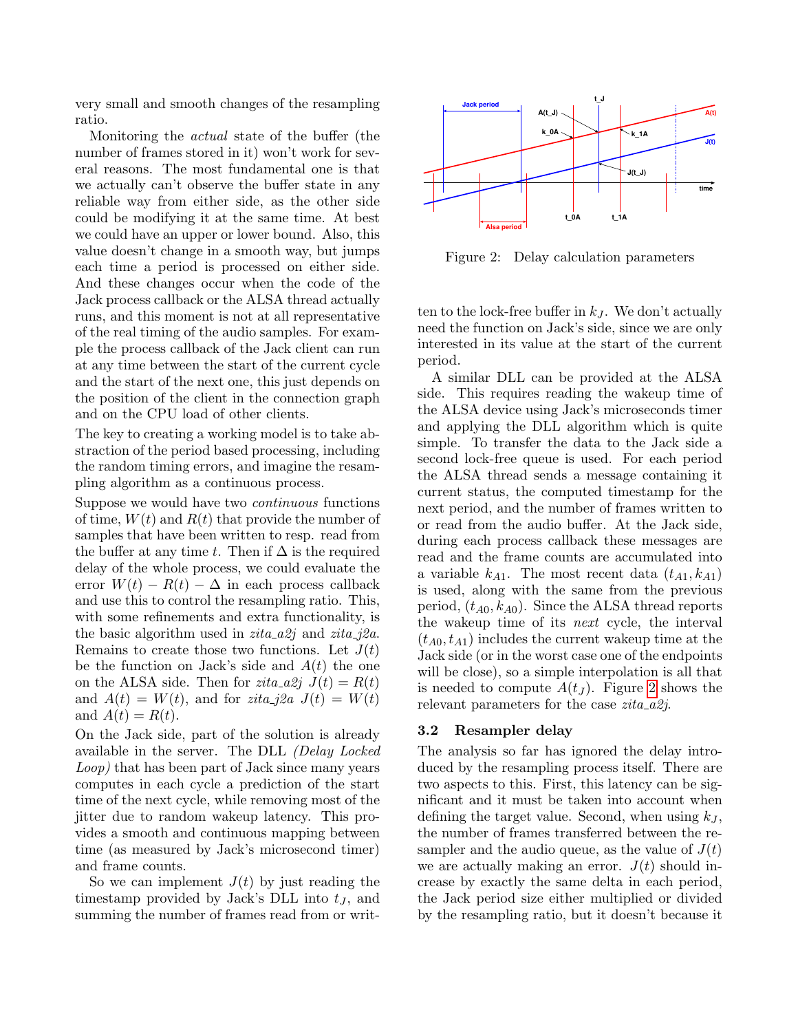very small and smooth changes of the resampling ratio.

Monitoring the *actual* state of the buffer (the number of frames stored in it) won't work for several reasons. The most fundamental one is that we actually can't observe the buffer state in any reliable way from either side, as the other side could be modifying it at the same time. At best we could have an upper or lower bound. Also, this value doesn't change in a smooth way, but jumps each time a period is processed on either side. And these changes occur when the code of the Jack process callback or the ALSA thread actually runs, and this moment is not at all representative of the real timing of the audio samples. For example the process callback of the Jack client can run at any time between the start of the current cycle and the start of the next one, this just depends on the position of the client in the connection graph and on the CPU load of other clients.

The key to creating a working model is to take abstraction of the period based processing, including the random timing errors, and imagine the resampling algorithm as a continuous process.

Suppose we would have two *continuous* functions of time, $W(t)$ and $R(t)$ that provide the number of samples that have been written to resp. read from the buffer at any time $t$. Then if $\Delta$ is the required delay of the whole process, we could evaluate the error $W(t) - R(t) - \Delta$ in each process callback and use this to control the resampling ratio. This, with some refinements and extra functionality, is the basic algorithm used in *zita_a2j* and *zita_j2a*. Remains to create those two functions. Let $J(t)$ be the function on Jack's side and $A(t)$ the one on the ALSA side. Then for *zita_a2j* $J(t) = R(t)$ and $A(t) = W(t)$, and for *zita_j2a* $J(t) = W(t)$ and $A(t) = R(t)$.

On the Jack side, part of the solution is already available in the server. The DLL *(Delay Locked Loop)* that has been part of Jack since many years computes in each cycle a prediction of the start time of the next cycle, while removing most of the jitter due to random wakeup latency. This provides a smooth and continuous mapping between time (as measured by Jack's microsecond timer) and frame counts.

So we can implement $J(t)$ by just reading the timestamp provided by Jack's DLL into $t_J$, and summing the number of frames read from or written to the lock-free buffer in $k_J$. We don't actually need the function on Jack's side, since we are only interested in its value at the start of the current period.

Figure 2: Delay calculation parameters

A similar DLL can be provided at the ALSA side. This requires reading the wakeup time of the ALSA device using Jack's microseconds timer and applying the DLL algorithm which is quite simple. To transfer the data to the Jack side a second lock-free queue is used. For each period the ALSA thread sends a message containing it current status, the computed timestamp for the next period, and the number of frames written to or read from the audio buffer. At the Jack side, during each process callback these messages are read and the frame counts are accumulated into a variable $k_{A1}$. The most recent data $(t_{A1}, k_{A1})$ is used, along with the same from the previous period, $(t_{A0}, k_{A0})$. Since the ALSA thread reports the wakeup time of its *next* cycle, the interval $(t_{A0}, t_{A1})$ includes the current wakeup time at the Jack side (or in the worst case one of the endpoints will be close), so a simple interpolation is all that is needed to compute $A(t_J)$. Figure 2 shows the relevant parameters for the case *zita_a2j*.

### 3.2 Resampler delay

The analysis so far has ignored the delay introduced by the resampling process itself. There are two aspects to this. First, this latency can be significant and it must be taken into account when defining the target value. Second, when using $k_J$, the number of frames transferred between the resampler and the audio queue, as the value of $J(t)$ we are actually making an error. $J(t)$ should increase by exactly the same delta in each period, the Jack period size either multiplied or divided by the resampling ratio, but it doesn't because it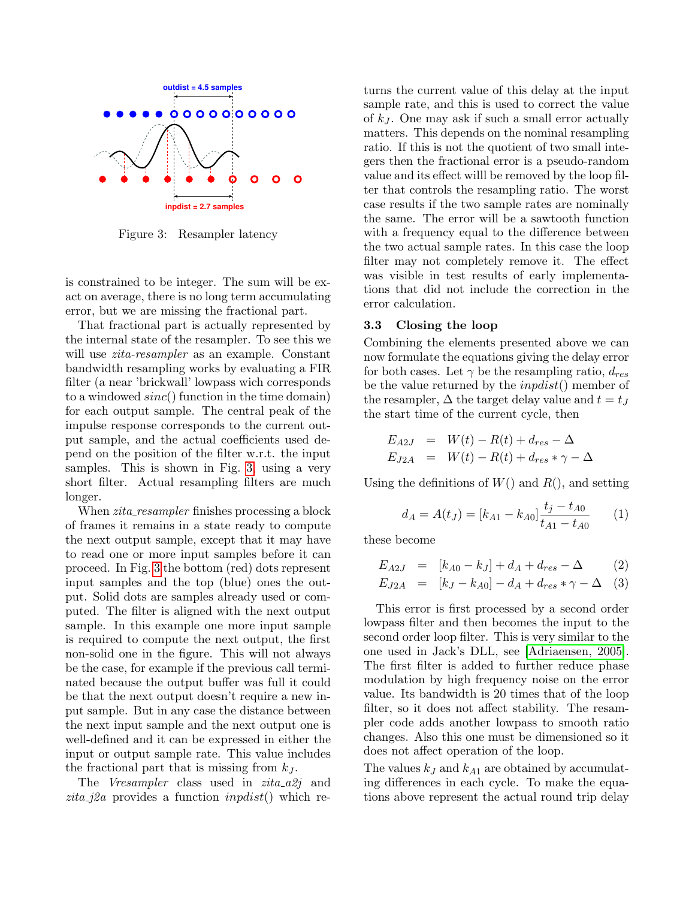outdist = 4.5 samples

inpdist = 2.7 samples

Figure 3: Resampler latency

is constrained to be integer. The sum will be exact on average, there is no long term accumulating error, but we are missing the fractional part.

That fractional part is actually represented by the internal state of the resampler. To see this we will use *zita-resampler* as an example. Constant bandwidth resampling works by evaluating a FIR filter (a near 'brickwall' lowpass wich corresponds to a windowed *sinc*() function in the time domain) for each output sample. The central peak of the impulse response corresponds to the current output sample, and the actual coefficients used depend on the position of the filter w.r.t. the input samples. This is shown in Fig. 3, using a very short filter. Actual resampling filters are much longer.

When *zita_resampler* finishes processing a block of frames it remains in a state ready to compute the next output sample, except that it may have to read one or more input samples before it can proceed. In Fig. 3 the bottom (red) dots represent input samples and the top (blue) ones the output. Solid dots are samples already used or computed. The filter is aligned with the next output sample. In this example one more input sample is required to compute the next output, the first non-solid one in the figure. This will not always be the case, for example if the previous call terminated because the output buffer was full it could be that the next output doesn't require a new input sample. But in any case the distance between the next input sample and the next output one is well-defined and it can be expressed in either the input or output sample rate. This value includes the fractional part that is missing from $k_J$.

The *Vresampler* class used in *zita_a2j* and *zita_j2a* provides a function *inpdist*() which returns the current value of this delay at the input sample rate, and this is used to correct the value of $k_J$. One may ask if such a small error actually matters. This depends on the nominal resampling ratio. If this is not the quotient of two small integers then the fractional error is a pseudo-random value and its effect willl be removed by the loop filter that controls the resampling ratio. The worst case results if the two sample rates are nominally the same. The error will be a sawtooth function with a frequency equal to the difference between the two actual sample rates. In this case the loop filter may not completely remove it. The effect was visible in test results of early implementations that did not include the correction in the error calculation.

### 3.3 Closing the loop

Combining the elements presented above we can now formulate the equations giving the delay error for both cases. Let $\gamma$ be the resampling ratio, $d_{res}$ be the value returned by the *inpdist*() member of the resampler, $\Delta$ the target delay value and $t = t_J$ the start time of the current cycle, then

$$
\begin{aligned}
E_{A2J} &= W(t) - R(t) + d_{res} - \Delta \\
E_{J2A} &= W(t) - R(t) + d_{res} * \gamma - \Delta
\end{aligned}
$$

Using the definitions of $W()$ and $R()$, and setting

$$d_A = A(t_J) = [k_{A1} - k_{A0}] \frac{t_j - t_{A0}}{t_{A1} - t_{A0}} \qquad (1)$$

these become

$$
\begin{aligned}
E_{A2J} &= [k_{A0} - k_J] + d_A + d_{res} - \Delta \qquad (2) \\
E_{J2A} &= [k_J - k_{A0}] - d_A + d_{res} * \gamma - \Delta \qquad (3)
\end{aligned}
$$

This error is first processed by a second order lowpass filter and then becomes the input to the second order loop filter. This is very similar to the one used in Jack's DLL, see [Adriaensen, 2005]. The first filter is added to further reduce phase modulation by high frequency noise on the error value. Its bandwidth is 20 times that of the loop filter, so it does not affect stability. The resampler code adds another lowpass to smooth ratio changes. Also this one must be dimensioned so it does not affect operation of the loop.

The values $k_J$ and $k_{A1}$ are obtained by accumulating differences in each cycle. To make the equations above represent the actual round trip delay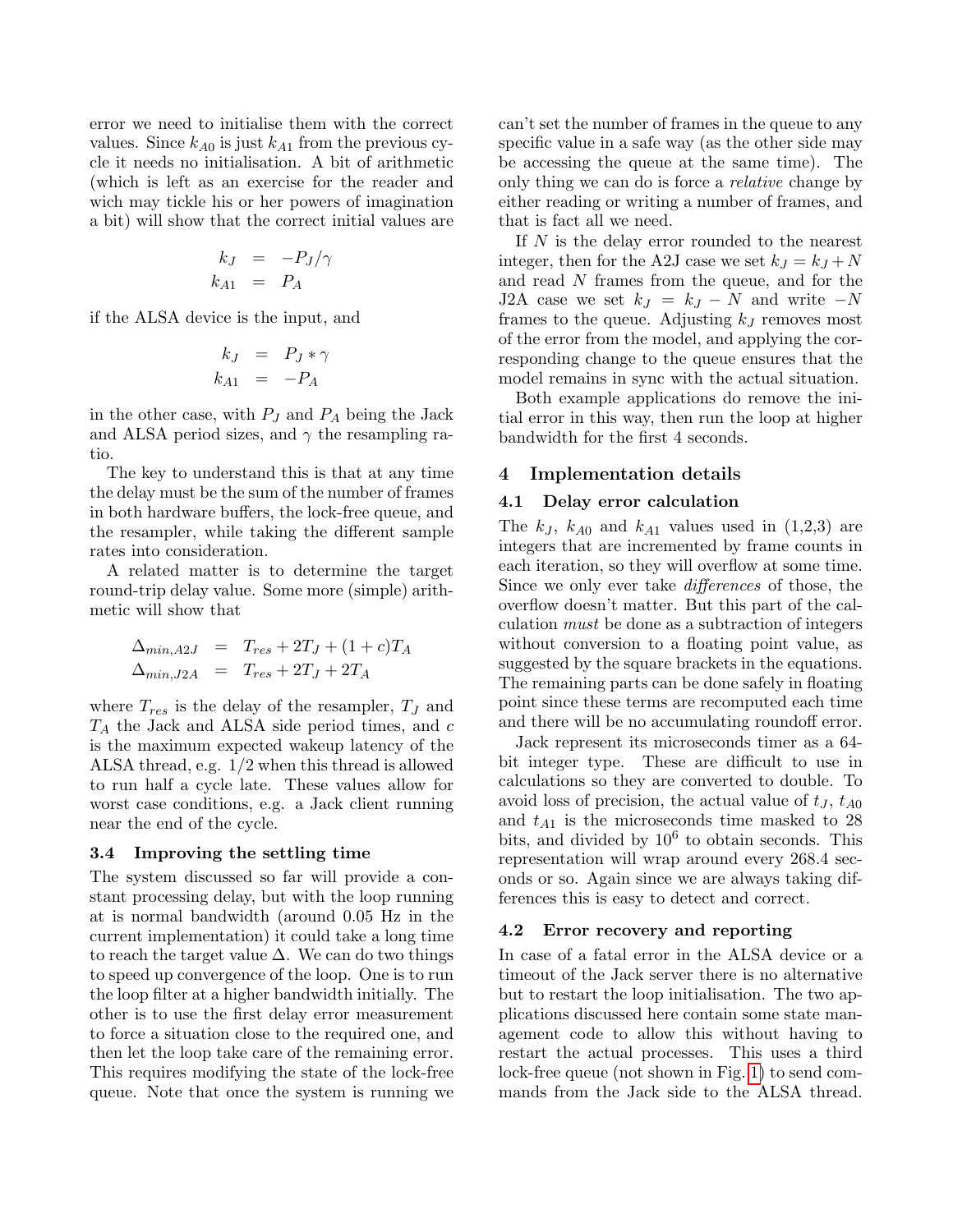error we need to initialise them with the correct values. Since $k_{A0}$ is just $k_{A1}$ from the previous cycle it needs no initialisation. A bit of arithmetic (which is left as an exercise for the reader and wich may tickle his or her powers of imagination a bit) will show that the correct initial values are

$$
\begin{aligned}
k_J &= -P_J/\gamma \\
k_{A1} &= P_A
\end{aligned}
$$

if the ALSA device is the input, and

$$
\begin{aligned}
k_J &= P_J * \gamma \\
k_{A1} &= -P_A
\end{aligned}
$$

in the other case, with $P_J$ and $P_A$ being the Jack and ALSA period sizes, and $\gamma$ the resampling ratio.

The key to understand this is that at any time the delay must be the sum of the number of frames in both hardware buffers, the lock-free queue, and the resampler, while taking the different sample rates into consideration.

A related matter is to determine the target round-trip delay value. Some more (simple) arithmetic will show that

$$
\begin{aligned}
\Delta_{min,A2J} &= T_{res} + 2T_J + (1+c)T_A \\
\Delta_{min,J2A} &= T_{res} + 2T_J + 2T_A
\end{aligned}
$$

where $T_{res}$ is the delay of the resampler, $T_J$ and $T_A$ the Jack and ALSA side period times, and $c$ is the maximum expected wakeup latency of the ALSA thread, e.g. 1/2 when this thread is allowed to run half a cycle late. These values allow for worst case conditions, e.g. a Jack client running near the end of the cycle.

### 3.4 Improving the settling time

The system discussed so far will provide a constant processing delay, but with the loop running at is normal bandwidth (around 0.05 Hz in the current implementation) it could take a long time to reach the target value $\Delta$. We can do two things to speed up convergence of the loop. One is to run the loop filter at a higher bandwidth initially. The other is to use the first delay error measurement to force a situation close to the required one, and then let the loop take care of the remaining error. This requires modifying the state of the lock-free queue. Note that once the system is running we can't set the number of frames in the queue to any specific value in a safe way (as the other side may be accessing the queue at the same time). The only thing we can do is force a *relative* change by either reading or writing a number of frames, and that is fact all we need.

If $N$ is the delay error rounded to the nearest integer, then for the A2J case we set $k_J = k_J + N$ and read $N$ frames from the queue, and for the J2A case we set $k_J = k_J - N$ and write $-N$ frames to the queue. Adjusting $k_J$ removes most of the error from the model, and applying the corresponding change to the queue ensures that the model remains in sync with the actual situation.

Both example applications do remove the initial error in this way, then run the loop at higher bandwidth for the first 4 seconds.

## 4 Implementation details

### 4.1 Delay error calculation

The $k_J$, $k_{A0}$ and $k_{A1}$ values used in (1,2,3) are integers that are incremented by frame counts in each iteration, so they will overflow at some time. Since we only ever take *differences* of those, the overflow doesn't matter. But this part of the calculation *must* be done as a subtraction of integers without conversion to a floating point value, as suggested by the square brackets in the equations. The remaining parts can be done safely in floating point since these terms are recomputed each time and there will be no accumulating roundoff error.

Jack represent its microseconds timer as a 64-bit integer type. These are difficult to use in calculations so they are converted to double. To avoid loss of precision, the actual value of $t_J$, $t_{A0}$ and $t_{A1}$ is the microseconds time masked to 28 bits, and divided by $10^6$ to obtain seconds. This representation will wrap around every 268.4 seconds or so. Again since we are always taking differences this is easy to detect and correct.

### 4.2 Error recovery and reporting

In case of a fatal error in the ALSA device or a timeout of the Jack server there is no alternative but to restart the loop initialisation. The two applications discussed here contain some state management code to allow this without having to restart the actual processes. This uses a third lock-free queue (not shown in Fig. 1) to send commands from the Jack side to the ALSA thread.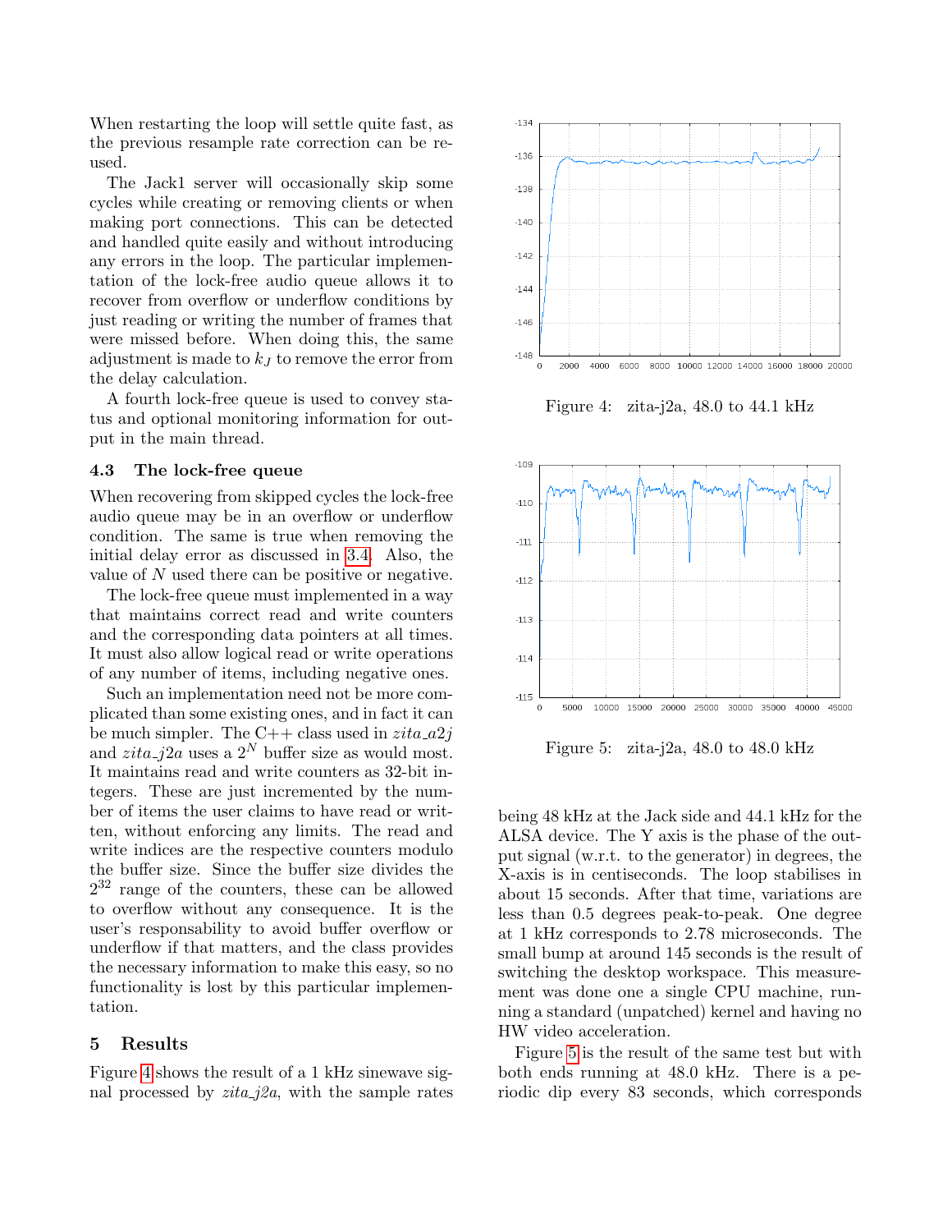When restarting the loop will settle quite fast, as the previous resample rate correction can be re-used.

The Jack1 server will occasionally skip some cycles while creating or removing clients or when making port connections. This can be detected and handled quite easily and without introducing any errors in the loop. The particular implementation of the lock-free audio queue allows it to recover from overflow or underflow conditions by just reading or writing the number of frames that were missed before. When doing this, the same adjustment is made to $k_J$ to remove the error from the delay calculation.

A fourth lock-free queue is used to convey status and optional monitoring information for output in the main thread.

### 4.3 The lock-free queue

When recovering from skipped cycles the lock-free audio queue may be in an overflow or underflow condition. The same is true when removing the initial delay error as discussed in 3.4. Also, the value of $N$ used there can be positive or negative.

The lock-free queue must implemented in a way that maintains correct read and write counters and the corresponding data pointers at all times. It must also allow logical read or write operations of any number of items, including negative ones.

Such an implementation need not be more complicated than some existing ones, and in fact it can be much simpler. The C++ class used in *zita_a2j* and *zita_j2a* uses a $2^N$ buffer size as would most. It maintains read and write counters as 32-bit integers. These are just incremented by the number of items the user claims to have read or written, without enforcing any limits. The read and write indices are the respective counters modulo the buffer size. Since the buffer size divides the $2^{32}$ range of the counters, these can be allowed to overflow without any consequence. It is the user's responsability to avoid buffer overflow or underflow if that matters, and the class provides the necessary information to make this easy, so no functionality is lost by this particular implementation.

## 5 Results

Figure 4 shows the result of a 1 kHz sinewave signal processed by *zita_j2a*, with the sample rates being 48 kHz at the Jack side and 44.1 kHz for the ALSA device. The Y axis is the phase of the output signal (w.r.t. to the generator) in degrees, the X-axis is in centiseconds. The loop stabilises in about 15 seconds. After that time, variations are less than 0.5 degrees peak-to-peak. One degree at 1 kHz corresponds to 2.78 microseconds. The small bump at around 145 seconds is the result of switching the desktop workspace. This measurement was done one a single CPU machine, running a standard (unpatched) kernel and having no HW video acceleration.

Figure 4: zita-j2a, 48.0 to 44.1 kHz

Figure 5: zita-j2a, 48.0 to 48.0 kHz

Figure 5 is the result of the same test but with both ends running at 48.0 kHz. There is a periodic dip every 83 seconds, which corresponds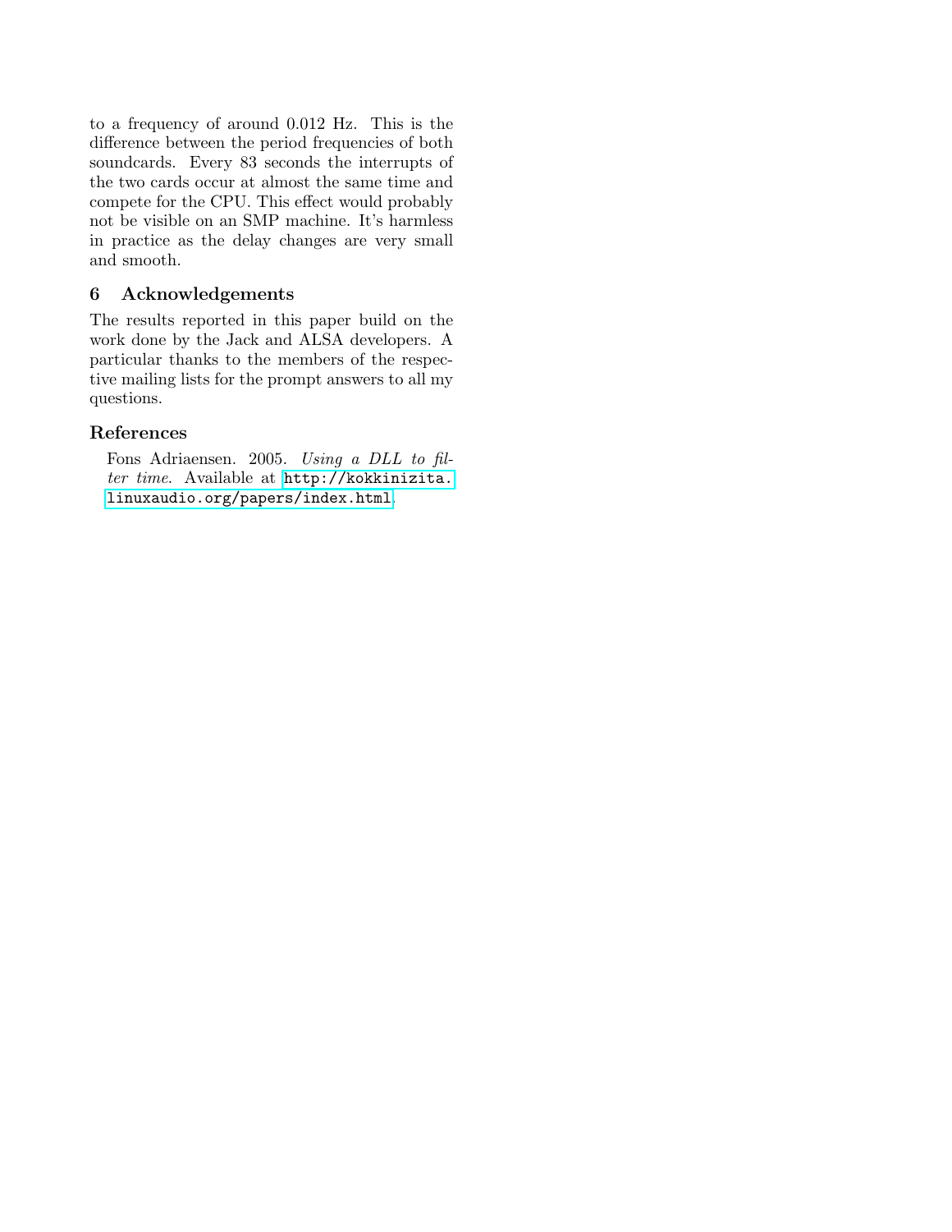to a frequency of around 0.012 Hz. This is the difference between the period frequencies of both soundcards. Every 83 seconds the interrupts of the two cards occur at almost the same time and compete for the CPU. This effect would probably not be visible on an SMP machine. It's harmless in practice as the delay changes are very small and smooth.

## 6 Acknowledgements

The results reported in this paper build on the work done by the Jack and ALSA developers. A particular thanks to the members of the respective mailing lists for the prompt answers to all my questions.

## References

Fons Adriaensen. 2005. *Using a DLL to filter time*. Available at http://kokkinizita.linuxaudio.org/papers/index.html.